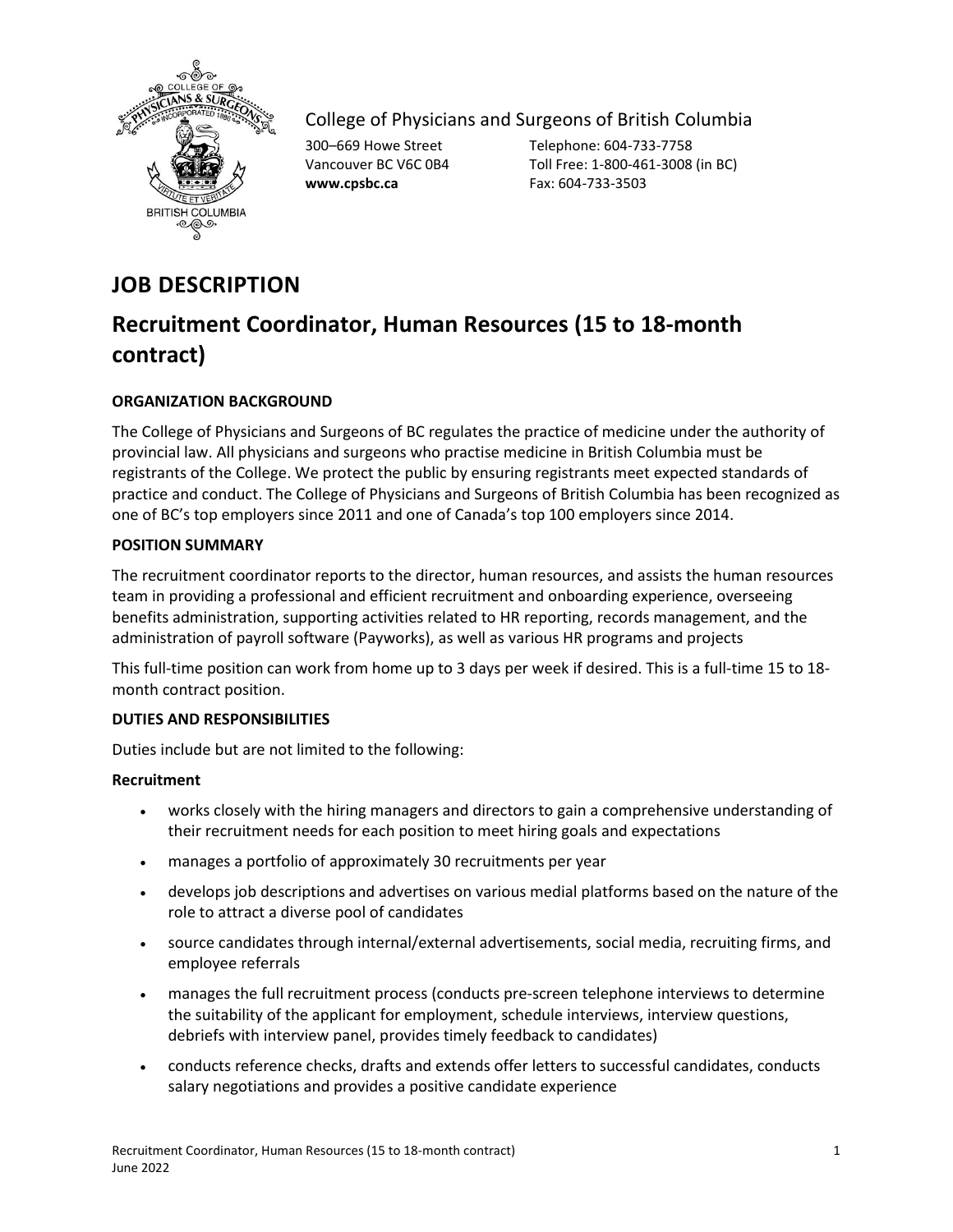College of Physicians and Surgeons of British Columbia

300–669 Howe Street
Vancouver BC V6C 0B4
**www.cpsbc.ca**

Telephone: 604-733-7758
Toll Free: 1-800-461-3008 (in BC)
Fax: 604-733-3503

# JOB DESCRIPTION

## Recruitment Coordinator, Human Resources (15 to 18-month contract)

**ORGANIZATION BACKGROUND**

The College of Physicians and Surgeons of BC regulates the practice of medicine under the authority of provincial law. All physicians and surgeons who practise medicine in British Columbia must be registrants of the College. We protect the public by ensuring registrants meet expected standards of practice and conduct. The College of Physicians and Surgeons of British Columbia has been recognized as one of BC's top employers since 2011 and one of Canada's top 100 employers since 2014.

**POSITION SUMMARY**

The recruitment coordinator reports to the director, human resources, and assists the human resources team in providing a professional and efficient recruitment and onboarding experience, overseeing benefits administration, supporting activities related to HR reporting, records management, and the administration of payroll software (Payworks), as well as various HR programs and projects

This full-time position can work from home up to 3 days per week if desired. This is a full-time 15 to 18-month contract position.

**DUTIES AND RESPONSIBILITIES**

Duties include but are not limited to the following:

**Recruitment**

- works closely with the hiring managers and directors to gain a comprehensive understanding of their recruitment needs for each position to meet hiring goals and expectations
- manages a portfolio of approximately 30 recruitments per year
- develops job descriptions and advertises on various medial platforms based on the nature of the role to attract a diverse pool of candidates
- source candidates through internal/external advertisements, social media, recruiting firms, and employee referrals
- manages the full recruitment process (conducts pre-screen telephone interviews to determine the suitability of the applicant for employment, schedule interviews, interview questions, debriefs with interview panel, provides timely feedback to candidates)
- conducts reference checks, drafts and extends offer letters to successful candidates, conducts salary negotiations and provides a positive candidate experience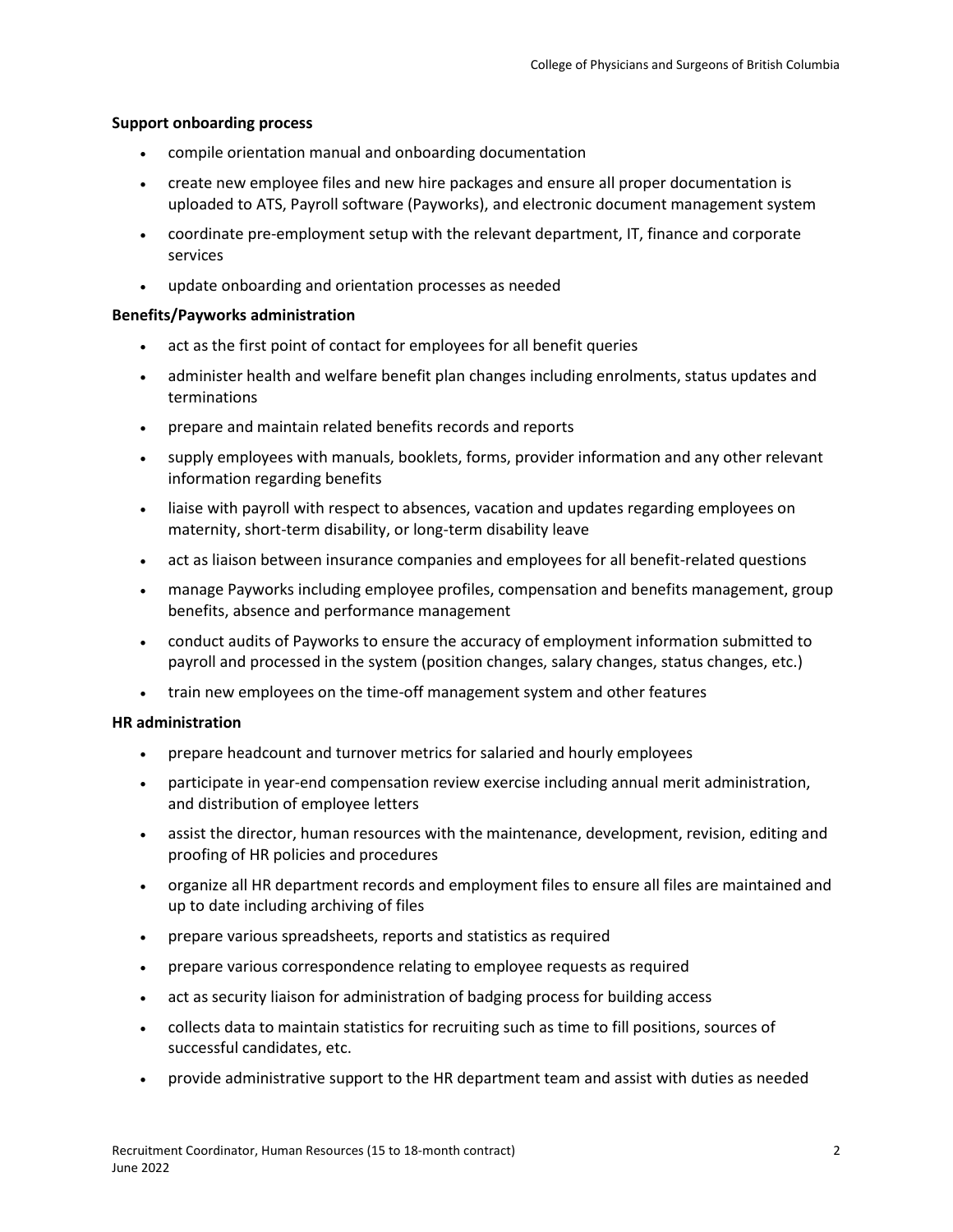**Support onboarding process**

- compile orientation manual and onboarding documentation
- create new employee files and new hire packages and ensure all proper documentation is uploaded to ATS, Payroll software (Payworks), and electronic document management system
- coordinate pre-employment setup with the relevant department, IT, finance and corporate services
- update onboarding and orientation processes as needed

**Benefits/Payworks administration**

- act as the first point of contact for employees for all benefit queries
- administer health and welfare benefit plan changes including enrolments, status updates and terminations
- prepare and maintain related benefits records and reports
- supply employees with manuals, booklets, forms, provider information and any other relevant information regarding benefits
- liaise with payroll with respect to absences, vacation and updates regarding employees on maternity, short-term disability, or long-term disability leave
- act as liaison between insurance companies and employees for all benefit-related questions
- manage Payworks including employee profiles, compensation and benefits management, group benefits, absence and performance management
- conduct audits of Payworks to ensure the accuracy of employment information submitted to payroll and processed in the system (position changes, salary changes, status changes, etc.)
- train new employees on the time-off management system and other features

**HR administration**

- prepare headcount and turnover metrics for salaried and hourly employees
- participate in year-end compensation review exercise including annual merit administration, and distribution of employee letters
- assist the director, human resources with the maintenance, development, revision, editing and proofing of HR policies and procedures
- organize all HR department records and employment files to ensure all files are maintained and up to date including archiving of files
- prepare various spreadsheets, reports and statistics as required
- prepare various correspondence relating to employee requests as required
- act as security liaison for administration of badging process for building access
- collects data to maintain statistics for recruiting such as time to fill positions, sources of successful candidates, etc.
- provide administrative support to the HR department team and assist with duties as needed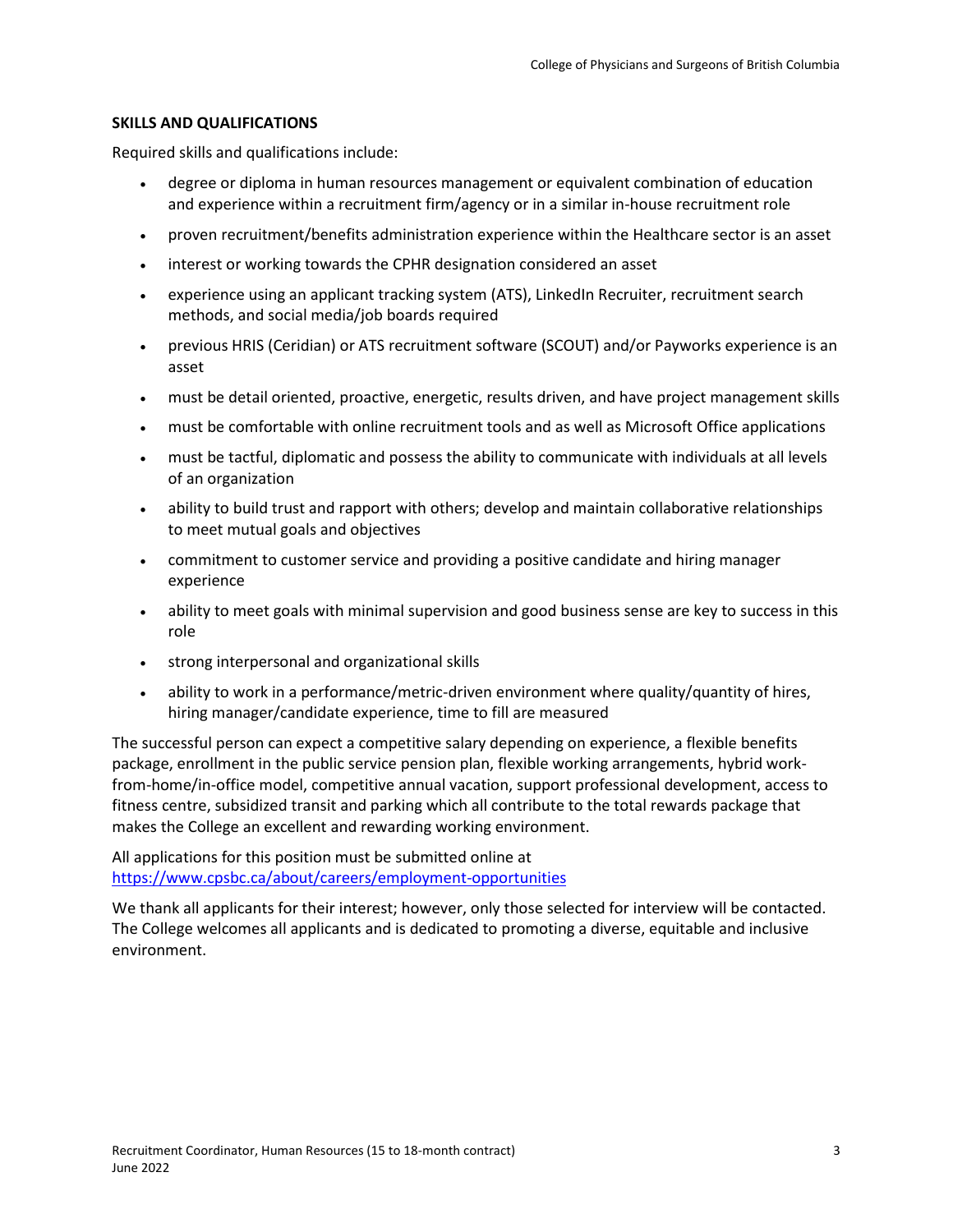**SKILLS AND QUALIFICATIONS**

Required skills and qualifications include:

- degree or diploma in human resources management or equivalent combination of education and experience within a recruitment firm/agency or in a similar in-house recruitment role
- proven recruitment/benefits administration experience within the Healthcare sector is an asset
- interest or working towards the CPHR designation considered an asset
- experience using an applicant tracking system (ATS), LinkedIn Recruiter, recruitment search methods, and social media/job boards required
- previous HRIS (Ceridian) or ATS recruitment software (SCOUT) and/or Payworks experience is an asset
- must be detail oriented, proactive, energetic, results driven, and have project management skills
- must be comfortable with online recruitment tools and as well as Microsoft Office applications
- must be tactful, diplomatic and possess the ability to communicate with individuals at all levels of an organization
- ability to build trust and rapport with others; develop and maintain collaborative relationships to meet mutual goals and objectives
- commitment to customer service and providing a positive candidate and hiring manager experience
- ability to meet goals with minimal supervision and good business sense are key to success in this role
- strong interpersonal and organizational skills
- ability to work in a performance/metric-driven environment where quality/quantity of hires, hiring manager/candidate experience, time to fill are measured

The successful person can expect a competitive salary depending on experience, a flexible benefits package, enrollment in the public service pension plan, flexible working arrangements, hybrid work-from-home/in-office model, competitive annual vacation, support professional development, access to fitness centre, subsidized transit and parking which all contribute to the total rewards package that makes the College an excellent and rewarding working environment.

All applications for this position must be submitted online at https://www.cpsbc.ca/about/careers/employment-opportunities

We thank all applicants for their interest; however, only those selected for interview will be contacted. The College welcomes all applicants and is dedicated to promoting a diverse, equitable and inclusive environment.